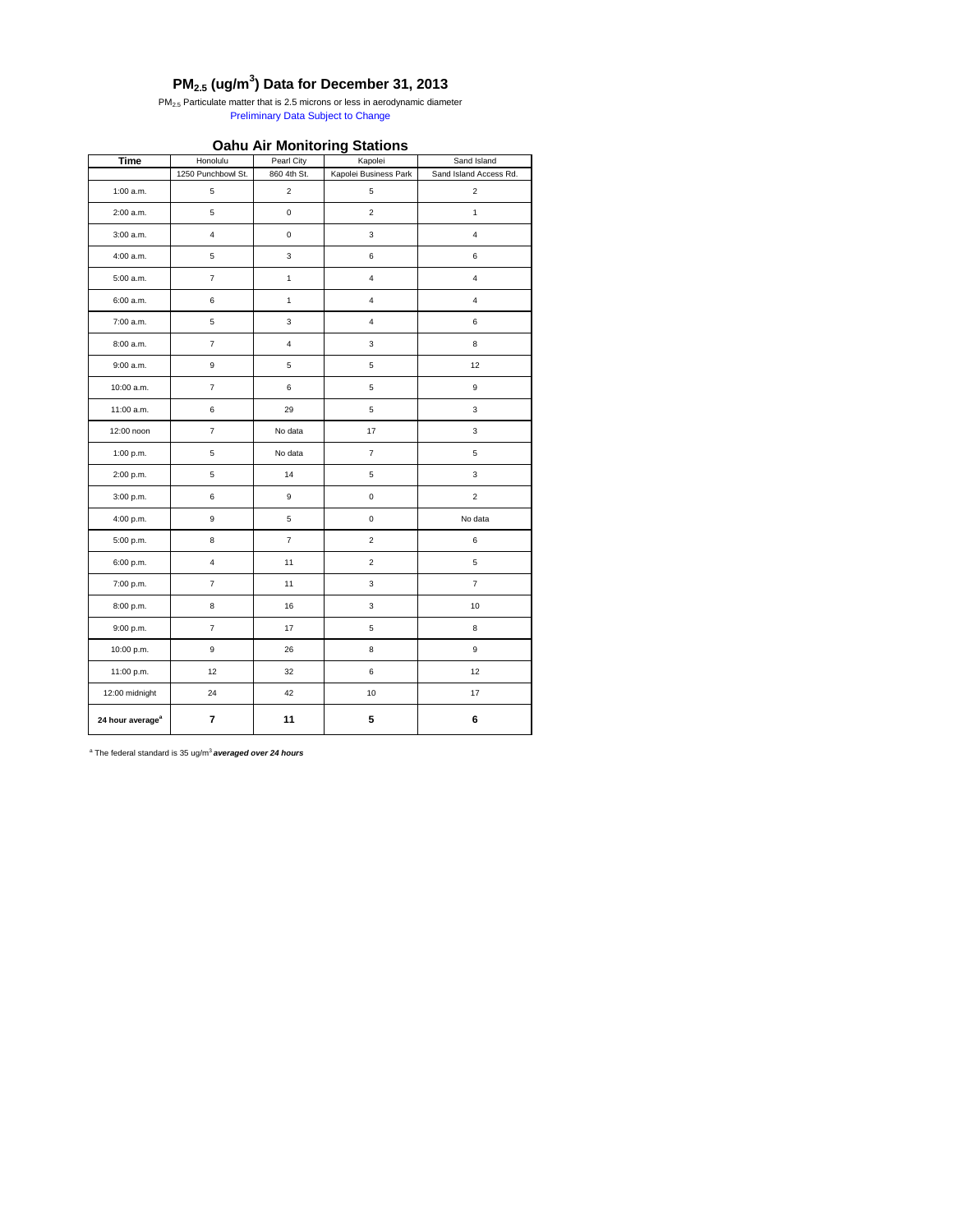# $PM_{2.5}$ ($ug/m^3$) Data for December 31, 2013

$PM_{2.5}$ Particulate matter that is 2.5 microns or less in aerodynamic diameter

Preliminary Data Subject to Change

## Oahu Air Monitoring Stations

| Time | Honolulu | Pearl City | Kapolei | Sand Island |
|---|---|---|---|---|
| | 1250 Punchbowl St. | 860 4th St. | Kapolei Business Park | Sand Island Access Rd. |
| 1:00 a.m. | 5 | 2 | 5 | 2 |
| 2:00 a.m. | 5 | 0 | 2 | 1 |
| 3:00 a.m. | 4 | 0 | 3 | 4 |
| 4:00 a.m. | 5 | 3 | 6 | 6 |
| 5:00 a.m. | 7 | 1 | 4 | 4 |
| 6:00 a.m. | 6 | 1 | 4 | 4 |
| 7:00 a.m. | 5 | 3 | 4 | 6 |
| 8:00 a.m. | 7 | 4 | 3 | 8 |
| 9:00 a.m. | 9 | 5 | 5 | 12 |
| 10:00 a.m. | 7 | 6 | 5 | 9 |
| 11:00 a.m. | 6 | 29 | 5 | 3 |
| 12:00 noon | 7 | No data | 17 | 3 |
| 1:00 p.m. | 5 | No data | 7 | 5 |
| 2:00 p.m. | 5 | 14 | 5 | 3 |
| 3:00 p.m. | 6 | 9 | 0 | 2 |
| 4:00 p.m. | 9 | 5 | 0 | No data |
| 5:00 p.m. | 8 | 7 | 2 | 6 |
| 6:00 p.m. | 4 | 11 | 2 | 5 |
| 7:00 p.m. | 7 | 11 | 3 | 7 |
| 8:00 p.m. | 8 | 16 | 3 | 10 |
| 9:00 p.m. | 7 | 17 | 5 | 8 |
| 10:00 p.m. | 9 | 26 | 8 | 9 |
| 11:00 p.m. | 12 | 32 | 6 | 12 |
| 12:00 midnight | 24 | 42 | 10 | 17 |
| **24 hour average[a]** | **7** | **11** | **5** | **6** |

[a] The federal standard is 35 $ug/m^3$ ***averaged over 24 hours***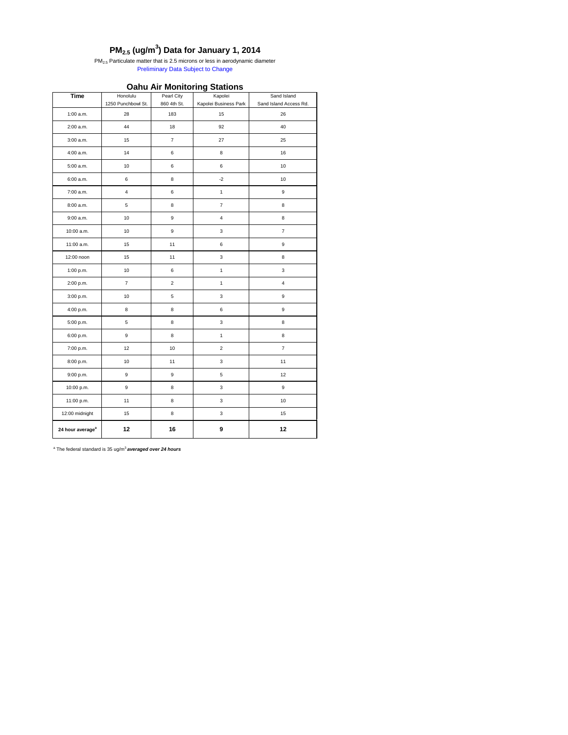# $PM_{2.5}$ ($ug/m^3$) Data for January 1, 2014

$PM_{2.5}$ Particulate matter that is 2.5 microns or less in aerodynamic diameter

Preliminary Data Subject to Change

## Oahu Air Monitoring Stations

| Time | Honolulu 1250 Punchbowl St. | Pearl City 860 4th St. | Kapolei Kapolei Business Park | Sand Island Sand Island Access Rd. |
|---|---|---|---|---|
| 1:00 a.m. | 28 | 183 | 15 | 26 |
| 2:00 a.m. | 44 | 18 | 92 | 40 |
| 3:00 a.m. | 15 | 7 | 27 | 25 |
| 4:00 a.m. | 14 | 6 | 8 | 16 |
| 5:00 a.m. | 10 | 6 | 6 | 10 |
| 6:00 a.m. | 6 | 8 | -2 | 10 |
| 7:00 a.m. | 4 | 6 | 1 | 9 |
| 8:00 a.m. | 5 | 8 | 7 | 8 |
| 9:00 a.m. | 10 | 9 | 4 | 8 |
| 10:00 a.m. | 10 | 9 | 3 | 7 |
| 11:00 a.m. | 15 | 11 | 6 | 9 |
| 12:00 noon | 15 | 11 | 3 | 8 |
| 1:00 p.m. | 10 | 6 | 1 | 3 |
| 2:00 p.m. | 7 | 2 | 1 | 4 |
| 3:00 p.m. | 10 | 5 | 3 | 9 |
| 4:00 p.m. | 8 | 8 | 6 | 9 |
| 5:00 p.m. | 5 | 8 | 3 | 8 |
| 6:00 p.m. | 9 | 8 | 1 | 8 |
| 7:00 p.m. | 12 | 10 | 2 | 7 |
| 8:00 p.m. | 10 | 11 | 3 | 11 |
| 9:00 p.m. | 9 | 9 | 5 | 12 |
| 10:00 p.m. | 9 | 8 | 3 | 9 |
| 11:00 p.m. | 11 | 8 | 3 | 10 |
| 12:00 midnight | 15 | 8 | 3 | 15 |
| **24 hour average[a]** | **12** | **16** | **9** | **12** |

[a] The federal standard is 35 $ug/m^3$ ***averaged over 24 hours***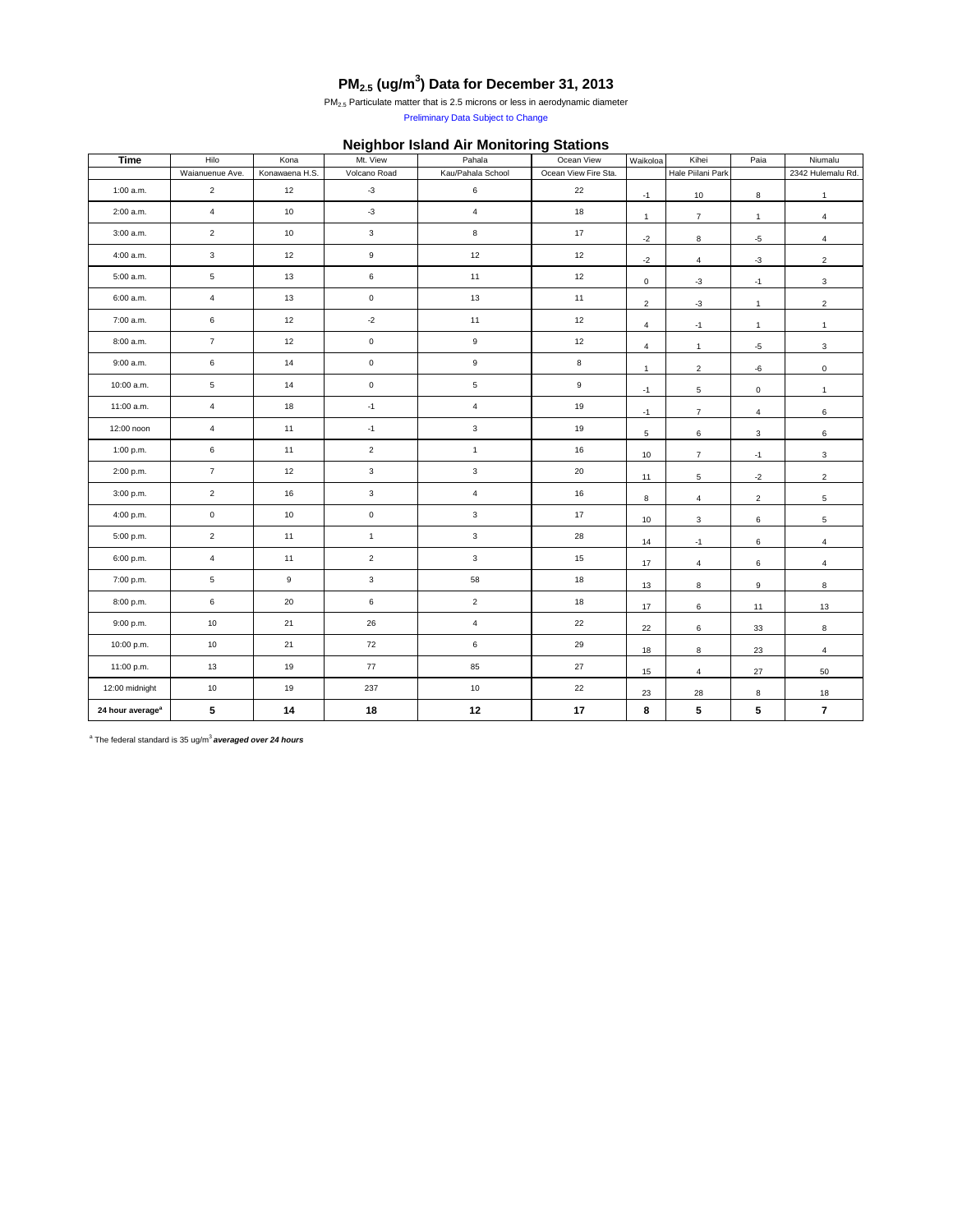# $PM_{2.5}$ (ug/$m^3$) Data for December 31, 2013

$PM_{2.5}$ Particulate matter that is 2.5 microns or less in aerodynamic diameter

Preliminary Data Subject to Change

## Neighbor Island Air Monitoring Stations

| Time | Hilo | Kona | Mt. View | Pahala | Ocean View | Waikoloa | Kihei | Paia | Niumalu |
|---|---|---|---|---|---|---|---|---|---|
| | Waianuenue Ave. | Konawaena H.S. | Volcano Road | Kau/Pahala School | Ocean View Fire Sta. | | Hale Piilani Park | | 2342 Hulemalu Rd. |
| 1:00 a.m. | 2 | 12 | -3 | 6 | 22 | -1 | 10 | 8 | 1 |
| 2:00 a.m. | 4 | 10 | -3 | 4 | 18 | 1 | 7 | 1 | 4 |
| 3:00 a.m. | 2 | 10 | 3 | 8 | 17 | -2 | 8 | -5 | 4 |
| 4:00 a.m. | 3 | 12 | 9 | 12 | 12 | -2 | 4 | -3 | 2 |
| 5:00 a.m. | 5 | 13 | 6 | 11 | 12 | 0 | -3 | -1 | 3 |
| 6:00 a.m. | 4 | 13 | 0 | 13 | 11 | 2 | -3 | 1 | 2 |
| 7:00 a.m. | 6 | 12 | -2 | 11 | 12 | 4 | -1 | 1 | 1 |
| 8:00 a.m. | 7 | 12 | 0 | 9 | 12 | 4 | 1 | -5 | 3 |
| 9:00 a.m. | 6 | 14 | 0 | 9 | 8 | 1 | 2 | -6 | 0 |
| 10:00 a.m. | 5 | 14 | 0 | 5 | 9 | -1 | 5 | 0 | 1 |
| 11:00 a.m. | 4 | 18 | -1 | 4 | 19 | -1 | 7 | 4 | 6 |
| 12:00 noon | 4 | 11 | -1 | 3 | 19 | 5 | 6 | 3 | 6 |
| 1:00 p.m. | 6 | 11 | 2 | 1 | 16 | 10 | 7 | -1 | 3 |
| 2:00 p.m. | 7 | 12 | 3 | 3 | 20 | 11 | 5 | -2 | 2 |
| 3:00 p.m. | 2 | 16 | 3 | 4 | 16 | 8 | 4 | 2 | 5 |
| 4:00 p.m. | 0 | 10 | 0 | 3 | 17 | 10 | 3 | 6 | 5 |
| 5:00 p.m. | 2 | 11 | 1 | 3 | 28 | 14 | -1 | 6 | 4 |
| 6:00 p.m. | 4 | 11 | 2 | 3 | 15 | 17 | 4 | 6 | 4 |
| 7:00 p.m. | 5 | 9 | 3 | 58 | 18 | 13 | 8 | 9 | 8 |
| 8:00 p.m. | 6 | 20 | 6 | 2 | 18 | 17 | 6 | 11 | 13 |
| 9:00 p.m. | 10 | 21 | 26 | 4 | 22 | 22 | 6 | 33 | 8 |
| 10:00 p.m. | 10 | 21 | 72 | 6 | 29 | 18 | 8 | 23 | 4 |
| 11:00 p.m. | 13 | 19 | 77 | 85 | 27 | 15 | 4 | 27 | 50 |
| 12:00 midnight | 10 | 19 | 237 | 10 | 22 | 23 | 28 | 8 | 18 |
| **24 hour average[a]** | **5** | **14** | **18** | **12** | **17** | **8** | **5** | **5** | **7** |

[a] The federal standard is 35 ug/$m^3$ ***averaged over 24 hours***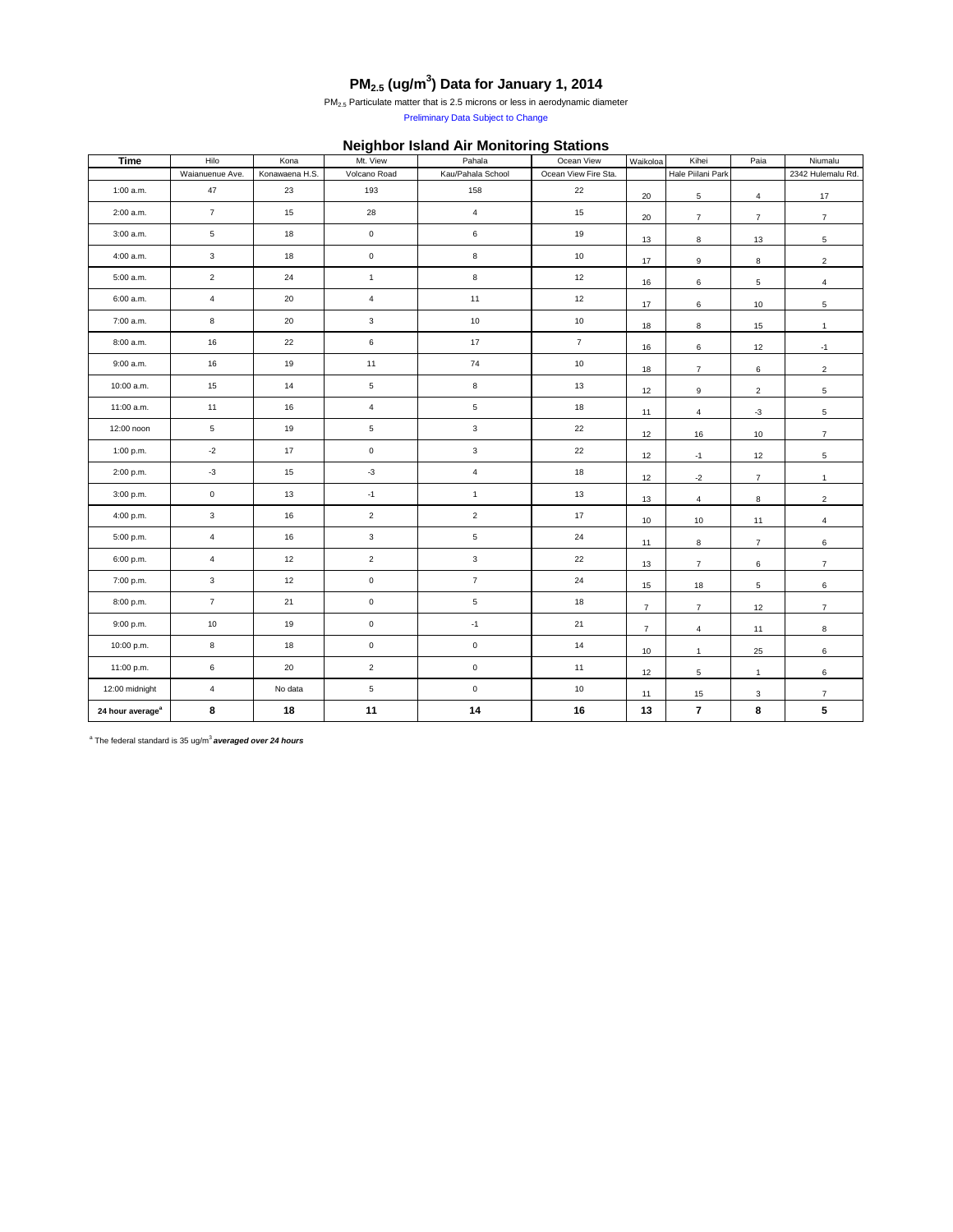# $PM_{2.5}$ ($ug/m^3$) Data for January 1, 2014

$PM_{2.5}$ Particulate matter that is 2.5 microns or less in aerodynamic diameter

Preliminary Data Subject to Change

## Neighbor Island Air Monitoring Stations

| Time | Hilo | Kona | Mt. View | Pahala | Ocean View | Waikoloa | Kihei | Paia | Niumalu |
|---|---|---|---|---|---|---|---|---|---|
| | Waianuenue Ave. | Konawaena H.S. | Volcano Road | Kau/Pahala School | Ocean View Fire Sta. | | Hale Piilani Park | | 2342 Hulemalu Rd. |
| 1:00 a.m. | 47 | 23 | 193 | 158 | 22 | 20 | 5 | 4 | 17 |
| 2:00 a.m. | 7 | 15 | 28 | 4 | 15 | 20 | 7 | 7 | 7 |
| 3:00 a.m. | 5 | 18 | 0 | 6 | 19 | 13 | 8 | 13 | 5 |
| 4:00 a.m. | 3 | 18 | 0 | 8 | 10 | 17 | 9 | 8 | 2 |
| 5:00 a.m. | 2 | 24 | 1 | 8 | 12 | 16 | 6 | 5 | 4 |
| 6:00 a.m. | 4 | 20 | 4 | 11 | 12 | 17 | 6 | 10 | 5 |
| 7:00 a.m. | 8 | 20 | 3 | 10 | 10 | 18 | 8 | 15 | 1 |
| 8:00 a.m. | 16 | 22 | 6 | 17 | 7 | 16 | 6 | 12 | -1 |
| 9:00 a.m. | 16 | 19 | 11 | 74 | 10 | 18 | 7 | 6 | 2 |
| 10:00 a.m. | 15 | 14 | 5 | 8 | 13 | 12 | 9 | 2 | 5 |
| 11:00 a.m. | 11 | 16 | 4 | 5 | 18 | 11 | 4 | -3 | 5 |
| 12:00 noon | 5 | 19 | 5 | 3 | 22 | 12 | 16 | 10 | 7 |
| 1:00 p.m. | -2 | 17 | 0 | 3 | 22 | 12 | -1 | 12 | 5 |
| 2:00 p.m. | -3 | 15 | -3 | 4 | 18 | 12 | -2 | 7 | 1 |
| 3:00 p.m. | 0 | 13 | -1 | 1 | 13 | 13 | 4 | 8 | 2 |
| 4:00 p.m. | 3 | 16 | 2 | 2 | 17 | 10 | 10 | 11 | 4 |
| 5:00 p.m. | 4 | 16 | 3 | 5 | 24 | 11 | 8 | 7 | 6 |
| 6:00 p.m. | 4 | 12 | 2 | 3 | 22 | 13 | 7 | 6 | 7 |
| 7:00 p.m. | 3 | 12 | 0 | 7 | 24 | 15 | 18 | 5 | 6 |
| 8:00 p.m. | 7 | 21 | 0 | 5 | 18 | 7 | 7 | 12 | 7 |
| 9:00 p.m. | 10 | 19 | 0 | -1 | 21 | 7 | 4 | 11 | 8 |
| 10:00 p.m. | 8 | 18 | 0 | 0 | 14 | 10 | 1 | 25 | 6 |
| 11:00 p.m. | 6 | 20 | 2 | 0 | 11 | 12 | 5 | 1 | 6 |
| 12:00 midnight | 4 | No data | 5 | 0 | 10 | 11 | 15 | 3 | 7 |
| **24 hour average[a]** | **8** | **18** | **11** | **14** | **16** | **13** | **7** | **8** | **5** |

[a] The federal standard is 35 $ug/m^3$ ***averaged over 24 hours***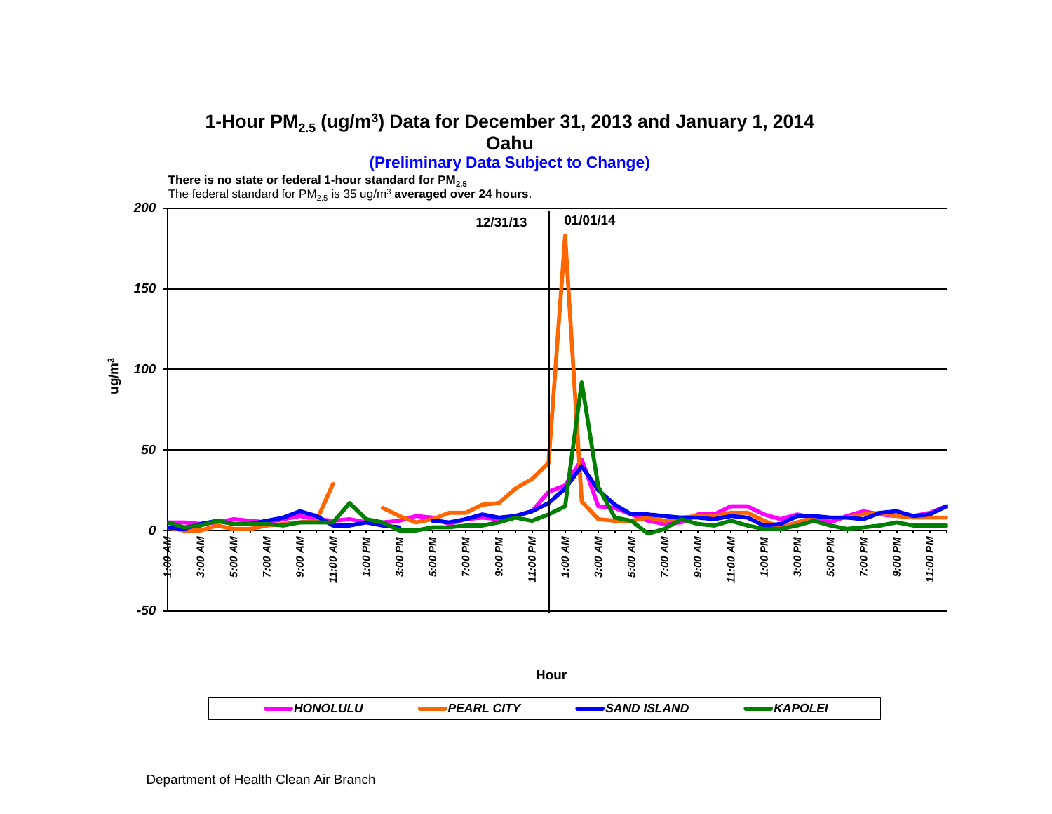# 1-Hour $PM_{2.5}$ ($ug/m^3$) Data for December 31, 2013 and January 1, 2014

## Oahu

**(Preliminary Data Subject to Change)**

**There is no state or federal 1-hour standard for $PM_{2.5}$**

The federal standard for $PM_{2.5}$ is 35 $ug/m^3$ **averaged over 24 hours**.

$ug/m^3$

200
150
100
50
0
-50

12/31/13 | 01/01/14

*1:00 AM, 3:00 AM, 5:00 AM, 7:00 AM, 9:00 AM, 11:00 AM, 1:00 PM, 3:00 PM, 5:00 PM, 7:00 PM, 9:00 PM, 11:00 PM, 1:00 AM, 3:00 AM, 5:00 AM, 7:00 AM, 9:00 AM, 11:00 AM, 1:00 PM, 3:00 PM, 5:00 PM, 7:00 PM, 9:00 PM, 11:00 PM*

**Hour**

***HONOLULU*** ***PEARL CITY*** ***SAND ISLAND*** ***KAPOLEI***

Department of Health Clean Air Branch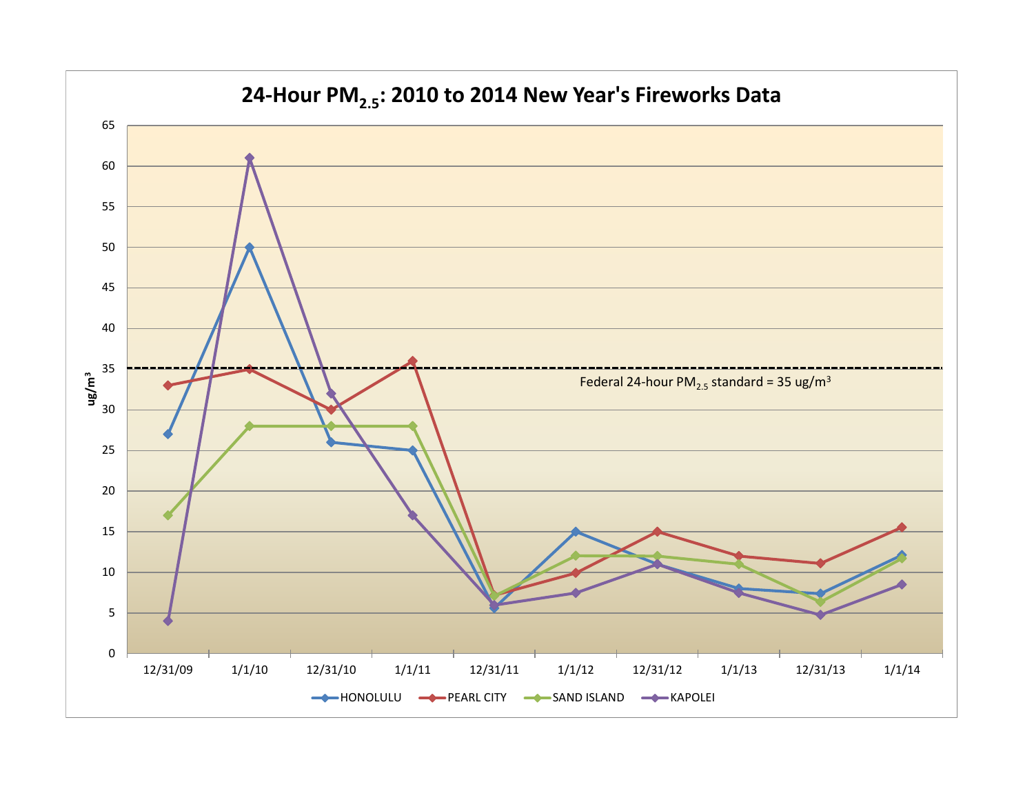# 24-Hour $PM_{2.5}$: 2010 to 2014 New Year's Fireworks Data

ug/$m^3$

Federal 24-hour $PM_{2.5}$ standard = 35 ug/$m^3$

12/31/09 | 1/1/10 | 12/31/10 | 1/1/11 | 12/31/11 | 1/1/12 | 12/31/12 | 1/1/13 | 12/31/13 | 1/1/14

HONOLULU | PEARL CITY | SAND ISLAND | KAPOLEI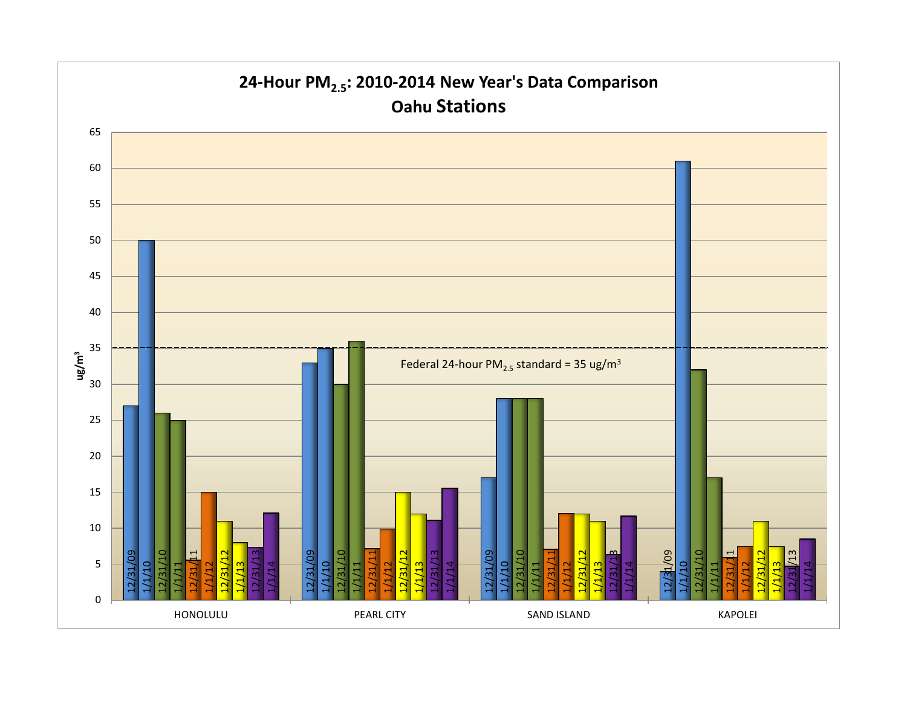# 24-Hour $PM_{2.5}$: 2010-2014 New Year's Data Comparison

## Oahu Stations

Federal 24-hour $PM_{2.5}$ standard = 35 ug/m$^3$

| Station | 12/31/09 | 1/1/10 | 12/31/10 | 1/1/11 | 12/31/11 | 1/1/12 | 12/31/12 | 1/1/13 | 12/31/13 | 1/1/14 |
|---|---|---|---|---|---|---|---|---|---|---|
| HONOLULU | 27 | 50 | 26 | 25 | 5.6 | 15 | 11 | 8 | 7.3 | 12.1 |
| PEARL CITY | 33 | 35 | 30 | 36 | 7.1 | 9.9 | 15 | 12 | 11.1 | 15.6 |
| SAND ISLAND | 17 | 28 | 28 | 28 | 7.1 | 12.1 | 12 | 11 | 6.3 | 11.7 |
| KAPOLEI | 4 | 61 | 32 | 17 | 5.9 | 7.4 | 11 | 7.4 | 4.8 | 8.5 |

Y-axis: ug/m$^3$ (0–65)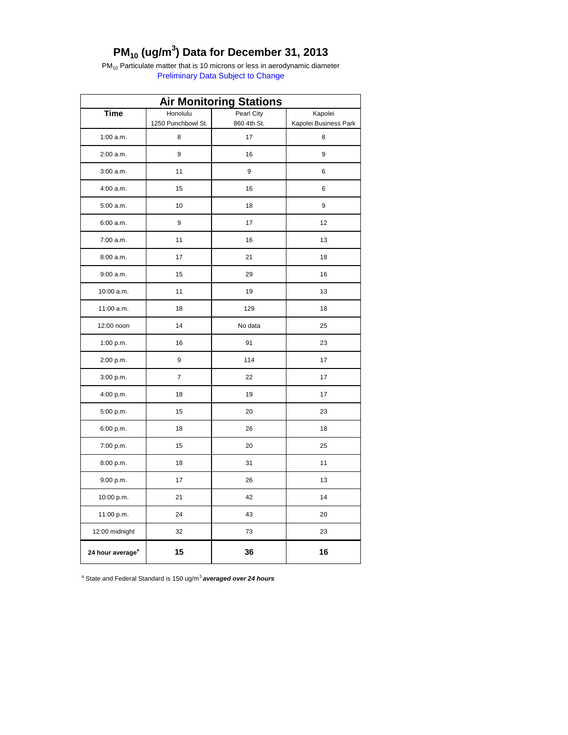# $PM_{10}$ ($ug/m^3$) Data for December 31, 2013

$PM_{10}$ Particulate matter that is 10 microns or less in aerodynamic diameter

Preliminary Data Subject to Change

| Air Monitoring Stations | | | |
|---|---|---|---|
| **Time** | Honolulu 1250 Punchbowl St. | Pearl City 860 4th St. | Kapolei Kapolei Business Park |
| 1:00 a.m. | 8 | 17 | 8 |
| 2:00 a.m. | 9 | 16 | 9 |
| 3:00 a.m. | 11 | 9 | 6 |
| 4:00 a.m. | 15 | 16 | 6 |
| 5:00 a.m. | 10 | 18 | 9 |
| 6:00 a.m. | 9 | 17 | 12 |
| 7:00 a.m. | 11 | 16 | 13 |
| 8:00 a.m. | 17 | 21 | 18 |
| 9:00 a.m. | 15 | 29 | 16 |
| 10:00 a.m. | 11 | 19 | 13 |
| 11:00 a.m. | 18 | 129 | 18 |
| 12:00 noon | 14 | No data | 25 |
| 1:00 p.m. | 16 | 91 | 23 |
| 2:00 p.m. | 9 | 114 | 17 |
| 3:00 p.m. | 7 | 22 | 17 |
| 4:00 p.m. | 18 | 19 | 17 |
| 5:00 p.m. | 15 | 20 | 23 |
| 6:00 p.m. | 18 | 26 | 18 |
| 7:00 p.m. | 15 | 20 | 25 |
| 8:00 p.m. | 18 | 31 | 11 |
| 9:00 p.m. | 17 | 26 | 13 |
| 10:00 p.m. | 21 | 42 | 14 |
| 11:00 p.m. | 24 | 43 | 20 |
| 12:00 midnight | 32 | 73 | 23 |
| **24 hour average[a]** | **15** | **36** | **16** |

[a] State and Federal Standard is 150 $ug/m^3$ ***averaged over 24 hours***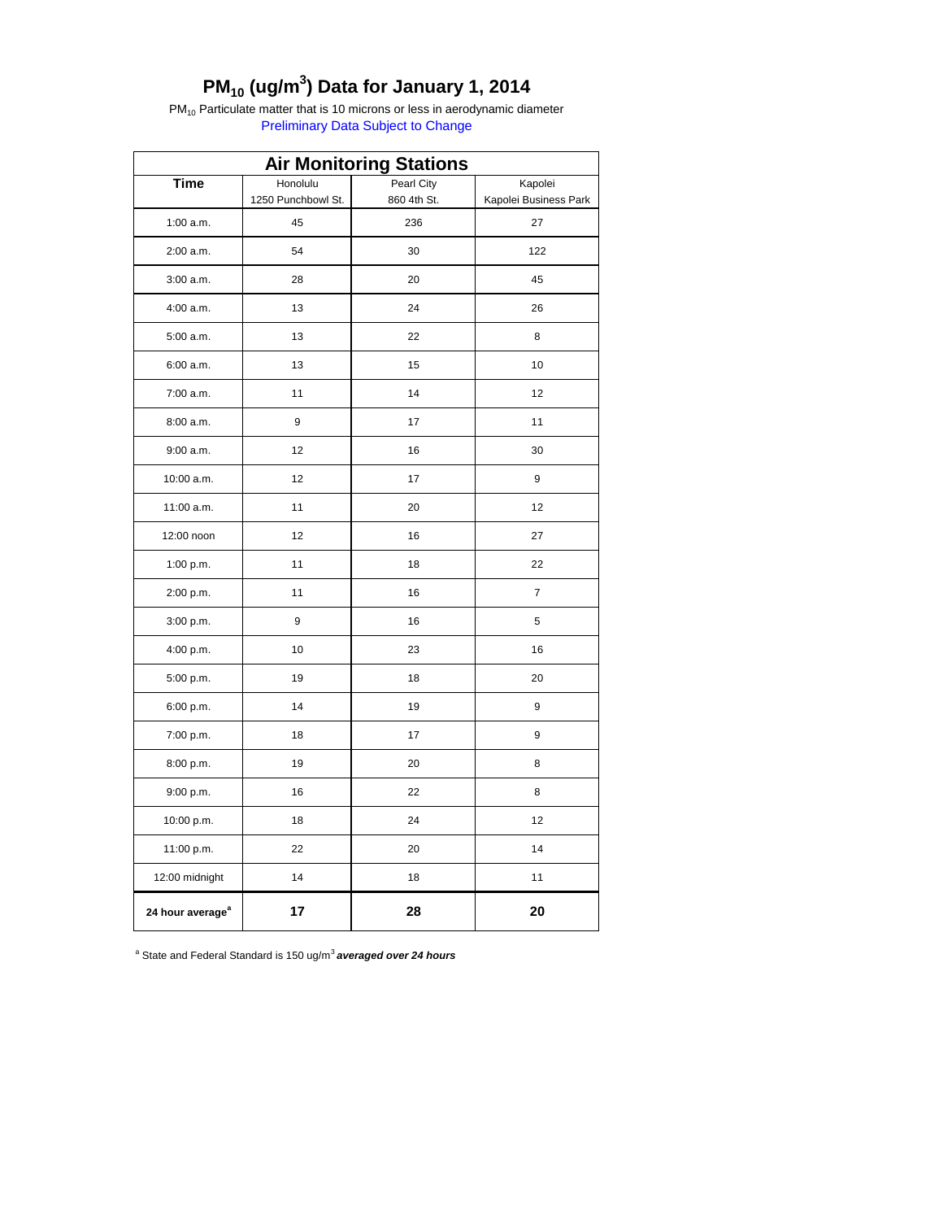# $PM_{10}$ (ug/m$^3$) Data for January 1, 2014

$PM_{10}$ Particulate matter that is 10 microns or less in aerodynamic diameter

Preliminary Data Subject to Change

| Air Monitoring Stations | | | |
|---|---|---|---|
| **Time** | Honolulu 1250 Punchbowl St. | Pearl City 860 4th St. | Kapolei Kapolei Business Park |
| 1:00 a.m. | 45 | 236 | 27 |
| 2:00 a.m. | 54 | 30 | 122 |
| 3:00 a.m. | 28 | 20 | 45 |
| 4:00 a.m. | 13 | 24 | 26 |
| 5:00 a.m. | 13 | 22 | 8 |
| 6:00 a.m. | 13 | 15 | 10 |
| 7:00 a.m. | 11 | 14 | 12 |
| 8:00 a.m. | 9 | 17 | 11 |
| 9:00 a.m. | 12 | 16 | 30 |
| 10:00 a.m. | 12 | 17 | 9 |
| 11:00 a.m. | 11 | 20 | 12 |
| 12:00 noon | 12 | 16 | 27 |
| 1:00 p.m. | 11 | 18 | 22 |
| 2:00 p.m. | 11 | 16 | 7 |
| 3:00 p.m. | 9 | 16 | 5 |
| 4:00 p.m. | 10 | 23 | 16 |
| 5:00 p.m. | 19 | 18 | 20 |
| 6:00 p.m. | 14 | 19 | 9 |
| 7:00 p.m. | 18 | 17 | 9 |
| 8:00 p.m. | 19 | 20 | 8 |
| 9:00 p.m. | 16 | 22 | 8 |
| 10:00 p.m. | 18 | 24 | 12 |
| 11:00 p.m. | 22 | 20 | 14 |
| 12:00 midnight | 14 | 18 | 11 |
| **24 hour average[a]** | **17** | **28** | **20** |

[a] State and Federal Standard is 150 ug/m$^3$ ***averaged over 24 hours***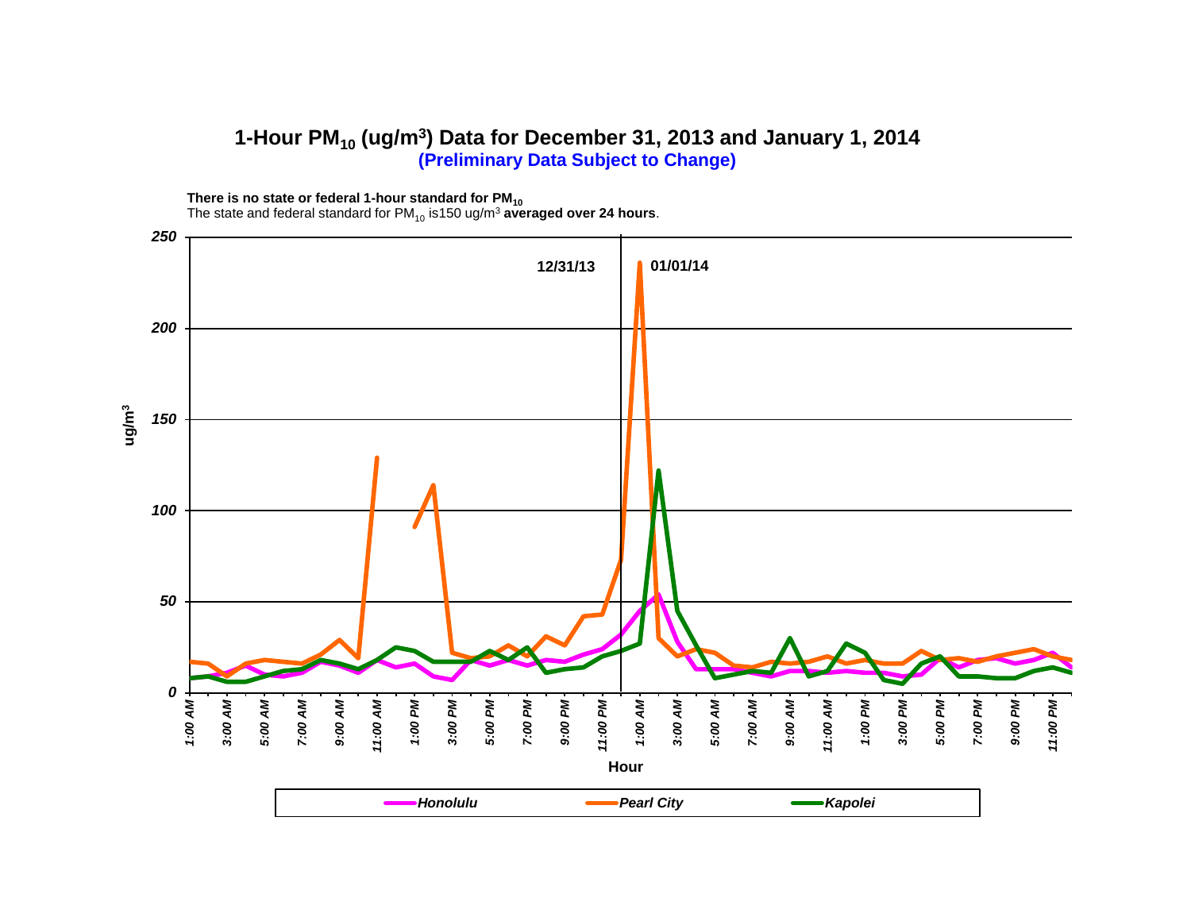# 1-Hour $PM_{10}$ ($ug/m^3$) Data for December 31, 2013 and January 1, 2014

**(Preliminary Data Subject to Change)**

**There is no state or federal 1-hour standard for $PM_{10}$**

The state and federal standard for $PM_{10}$ is150 $ug/m^3$ **averaged over 24 hours**.

ug/m³

250
200
150
100
50
0

12/31/13    01/01/14

1:00 AM, 3:00 AM, 5:00 AM, 7:00 AM, 9:00 AM, 11:00 AM, 1:00 PM, 3:00 PM, 5:00 PM, 7:00 PM, 9:00 PM, 11:00 PM, 1:00 AM, 3:00 AM, 5:00 AM, 7:00 AM, 9:00 AM, 11:00 AM, 1:00 PM, 3:00 PM, 5:00 PM, 7:00 PM, 9:00 PM, 11:00 PM

Hour

*Honolulu*    *Pearl City*    *Kapolei*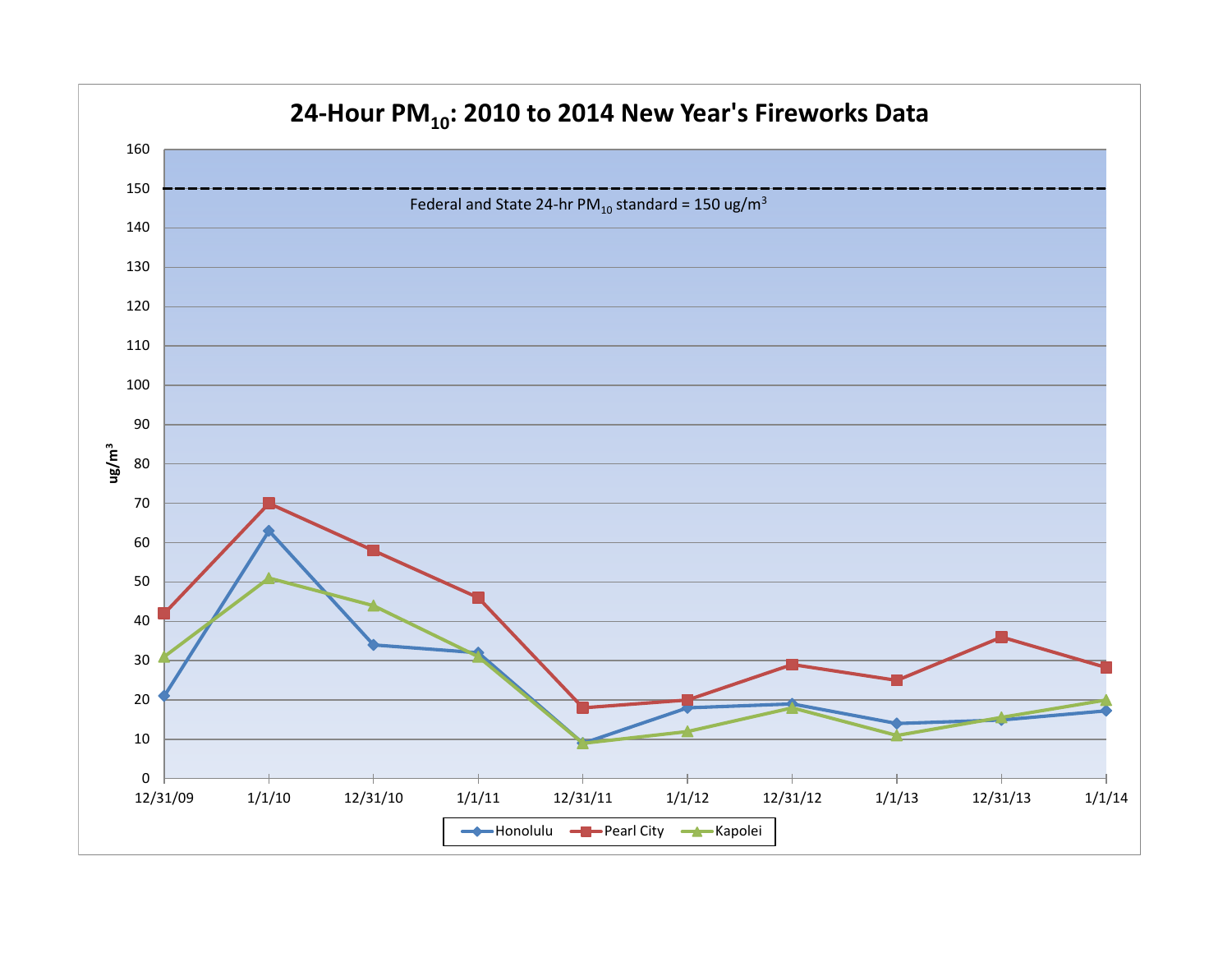# 24-Hour $PM_{10}$: 2010 to 2014 New Year's Fireworks Data

Federal and State 24-hr $PM_{10}$ standard = 150 $ug/m^3$

| Date | Honolulu | Pearl City | Kapolei |
|---|---|---|---|
| 12/31/09 | 21 | 42 | 31 |
| 1/1/10 | 63 | 70 | 51 |
| 12/31/10 | 34 | 58 | 44 |
| 1/1/11 | 32 | 46 | 31 |
| 12/31/11 | 9 | 18 | 9 |
| 1/1/12 | 18 | 20 | 12 |
| 12/31/12 | 19 | 29 | 18 |
| 1/1/13 | 14 | 25 | 11 |
| 12/31/13 | 15 | 36 | 16 |
| 1/1/14 | 17 | 28 | 20 |

Units: $ug/m^3$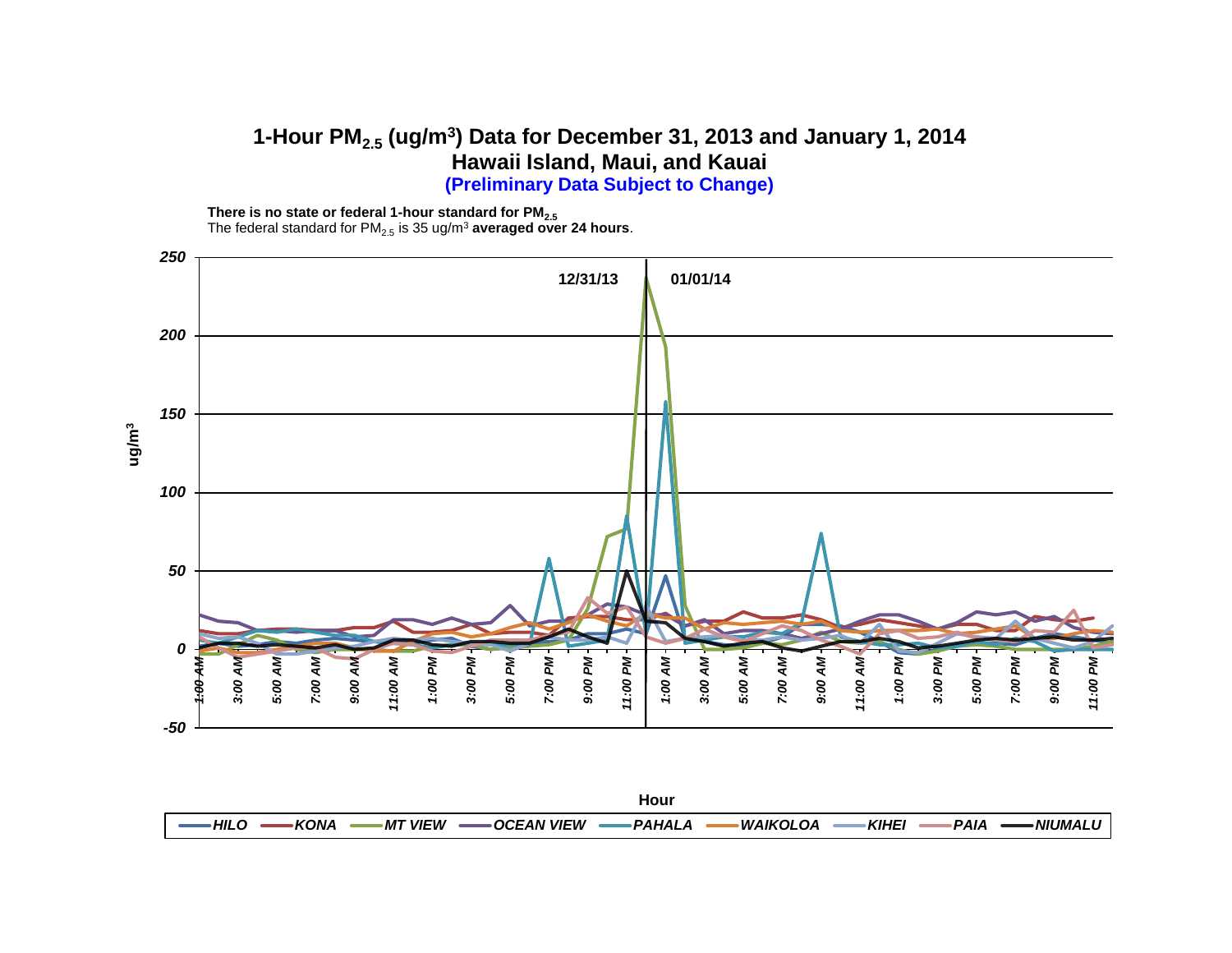# 1-Hour $PM_{2.5}$ ($ug/m^3$) Data for December 31, 2013 and January 1, 2014

## Hawaii Island, Maui, and Kauai

**(Preliminary Data Subject to Change)**

**There is no state or federal 1-hour standard for $PM_{2.5}$**

The federal standard for $PM_{2.5}$ is 35 $ug/m^3$ **averaged over 24 hours**.

ug/m³

250
200
150
100
50
0
-50

12/31/13 | 01/01/14

1:00 AM, 3:00 AM, 5:00 AM, 7:00 AM, 9:00 AM, 11:00 AM, 1:00 PM, 3:00 PM, 5:00 PM, 7:00 PM, 9:00 PM, 11:00 PM, 1:00 AM, 3:00 AM, 5:00 AM, 7:00 AM, 9:00 AM, 11:00 AM, 1:00 PM, 3:00 PM, 5:00 PM, 7:00 PM, 9:00 PM, 11:00 PM

Hour

HILO — KONA — MT VIEW — OCEAN VIEW — PAHALA — WAIKOLOA — KIHEI — PAIA — NIUMALU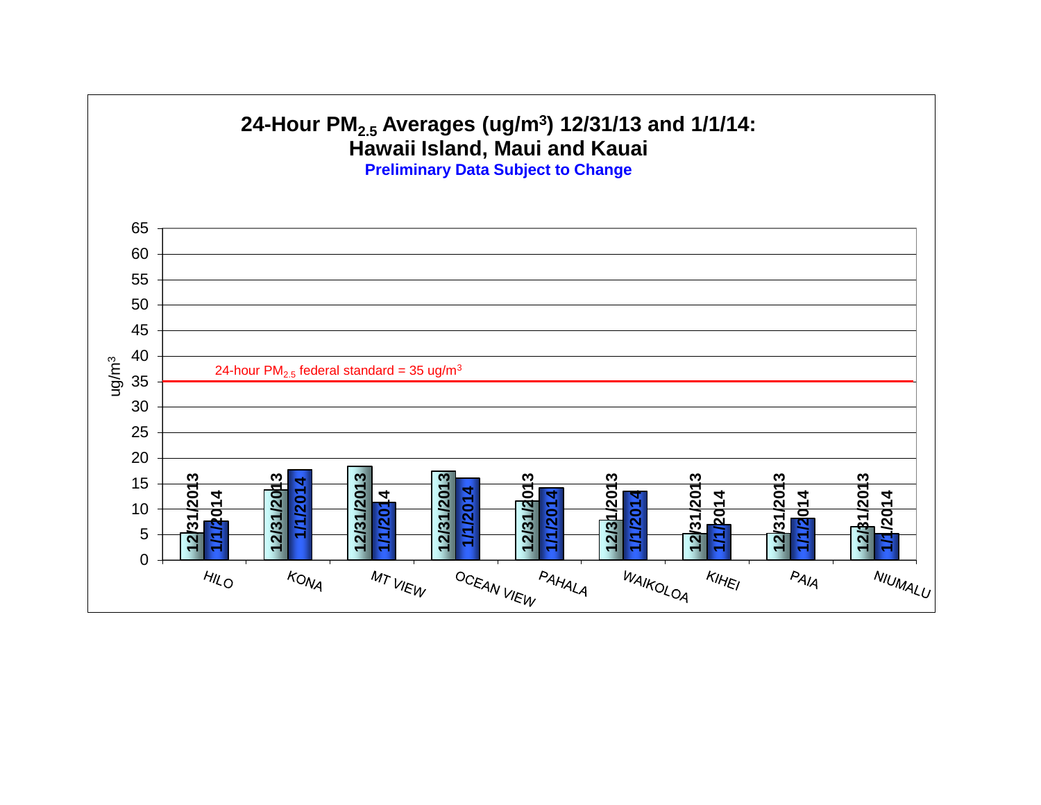24-Hour $PM_{2.5}$ Averages ($ug/m^3$) 12/31/13 and 1/1/14:
Hawaii Island, Maui and Kauai
Preliminary Data Subject to Change

$ug/m^3$

65
60
55
50
45
40
35
30
25
20
15
10
5
0

24-hour $PM_{2.5}$ federal standard = 35 $ug/m^3$

12/31/2013
1/1/2014

HILO
KONA
MT VIEW
OCEAN VIEW
PAHALA
WAIKOLOA
KIHEI
PAIA
NIUMALU